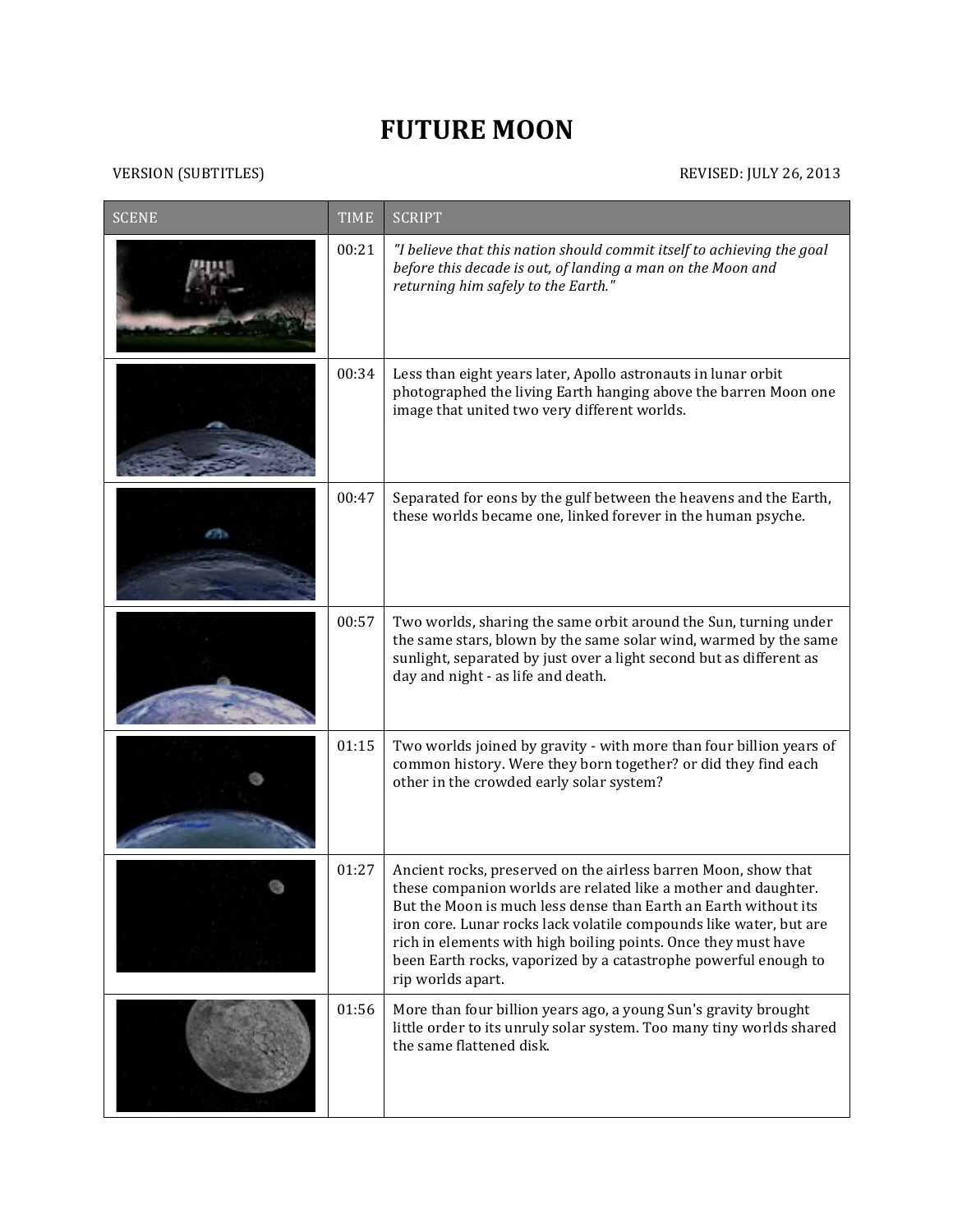# FUTURE MOON

VERSION (SUBTITLES) REVISED: JULY 26, 2013

| SCENE | TIME | SCRIPT |
|---|---|---|
| | 00:21 | *"I believe that this nation should commit itself to achieving the goal before this decade is out, of landing a man on the Moon and returning him safely to the Earth."* |
| | 00:34 | Less than eight years later, Apollo astronauts in lunar orbit photographed the living Earth hanging above the barren Moon one image that united two very different worlds. |
| | 00:47 | Separated for eons by the gulf between the heavens and the Earth, these worlds became one, linked forever in the human psyche. |
| | 00:57 | Two worlds, sharing the same orbit around the Sun, turning under the same stars, blown by the same solar wind, warmed by the same sunlight, separated by just over a light second but as different as day and night - as life and death. |
| | 01:15 | Two worlds joined by gravity - with more than four billion years of common history. Were they born together? or did they find each other in the crowded early solar system? |
| | 01:27 | Ancient rocks, preserved on the airless barren Moon, show that these companion worlds are related like a mother and daughter. But the Moon is much less dense than Earth an Earth without its iron core. Lunar rocks lack volatile compounds like water, but are rich in elements with high boiling points. Once they must have been Earth rocks, vaporized by a catastrophe powerful enough to rip worlds apart. |
| | 01:56 | More than four billion years ago, a young Sun's gravity brought little order to its unruly solar system. Too many tiny worlds shared the same flattened disk. |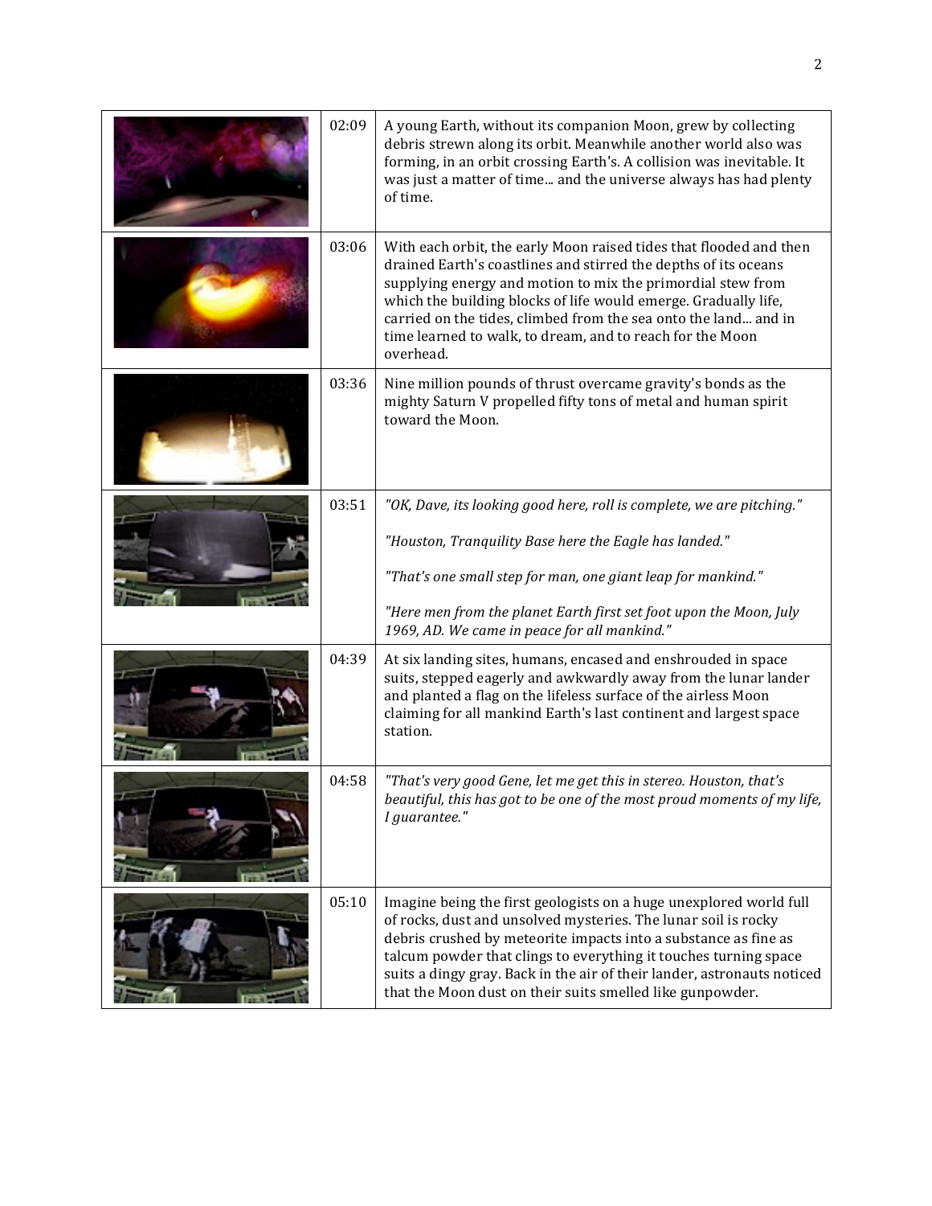| | | |
|---|---|---|
| | 02:09 | A young Earth, without its companion Moon, grew by collecting debris strewn along its orbit. Meanwhile another world also was forming, in an orbit crossing Earth's. A collision was inevitable. It was just a matter of time... and the universe always has had plenty of time. |
| | 03:06 | With each orbit, the early Moon raised tides that flooded and then drained Earth's coastlines and stirred the depths of its oceans supplying energy and motion to mix the primordial stew from which the building blocks of life would emerge. Gradually life, carried on the tides, climbed from the sea onto the land... and in time learned to walk, to dream, and to reach for the Moon overhead. |
| | 03:36 | Nine million pounds of thrust overcame gravity's bonds as the mighty Saturn V propelled fifty tons of metal and human spirit toward the Moon. |
| | 03:51 | *"OK, Dave, its looking good here, roll is complete, we are pitching."* <br><br> *"Houston, Tranquility Base here the Eagle has landed."* <br><br> *"That's one small step for man, one giant leap for mankind."* <br><br> *"Here men from the planet Earth first set foot upon the Moon, July 1969, AD. We came in peace for all mankind."* |
| | 04:39 | At six landing sites, humans, encased and enshrouded in space suits, stepped eagerly and awkwardly away from the lunar lander and planted a flag on the lifeless surface of the airless Moon claiming for all mankind Earth's last continent and largest space station. |
| | 04:58 | *"That's very good Gene, let me get this in stereo. Houston, that's beautiful, this has got to be one of the most proud moments of my life, I guarantee."* |
| | 05:10 | Imagine being the first geologists on a huge unexplored world full of rocks, dust and unsolved mysteries. The lunar soil is rocky debris crushed by meteorite impacts into a substance as fine as talcum powder that clings to everything it touches turning space suits a dingy gray. Back in the air of their lander, astronauts noticed that the Moon dust on their suits smelled like gunpowder. |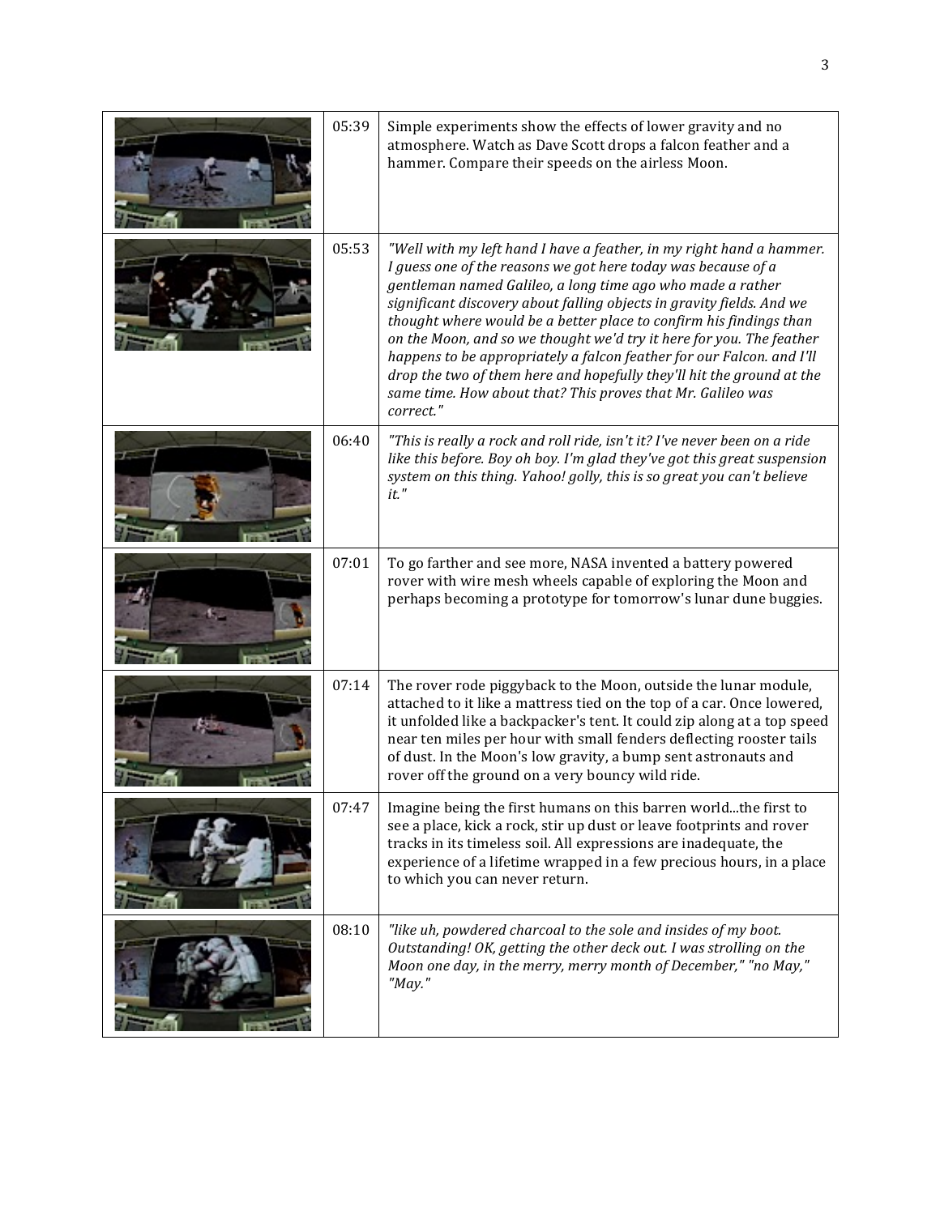| | | |
|---|---|---|
| | 05:39 | Simple experiments show the effects of lower gravity and no atmosphere. Watch as Dave Scott drops a falcon feather and a hammer. Compare their speeds on the airless Moon. |
| | 05:53 | *"Well with my left hand I have a feather, in my right hand a hammer. I guess one of the reasons we got here today was because of a gentleman named Galileo, a long time ago who made a rather significant discovery about falling objects in gravity fields. And we thought where would be a better place to confirm his findings than on the Moon, and so we thought we'd try it here for you. The feather happens to be appropriately a falcon feather for our Falcon. and I'll drop the two of them here and hopefully they'll hit the ground at the same time. How about that? This proves that Mr. Galileo was correct."* |
| | 06:40 | *"This is really a rock and roll ride, isn't it? I've never been on a ride like this before. Boy oh boy. I'm glad they've got this great suspension system on this thing. Yahoo! golly, this is so great you can't believe it."* |
| | 07:01 | To go farther and see more, NASA invented a battery powered rover with wire mesh wheels capable of exploring the Moon and perhaps becoming a prototype for tomorrow's lunar dune buggies. |
| | 07:14 | The rover rode piggyback to the Moon, outside the lunar module, attached to it like a mattress tied on the top of a car. Once lowered, it unfolded like a backpacker's tent. It could zip along at a top speed near ten miles per hour with small fenders deflecting rooster tails of dust. In the Moon's low gravity, a bump sent astronauts and rover off the ground on a very bouncy wild ride. |
| | 07:47 | Imagine being the first humans on this barren world...the first to see a place, kick a rock, stir up dust or leave footprints and rover tracks in its timeless soil. All expressions are inadequate, the experience of a lifetime wrapped in a few precious hours, in a place to which you can never return. |
| | 08:10 | *"like uh, powdered charcoal to the sole and insides of my boot. Outstanding! OK, getting the other deck out. I was strolling on the Moon one day, in the merry, merry month of December," "no May," "May."* |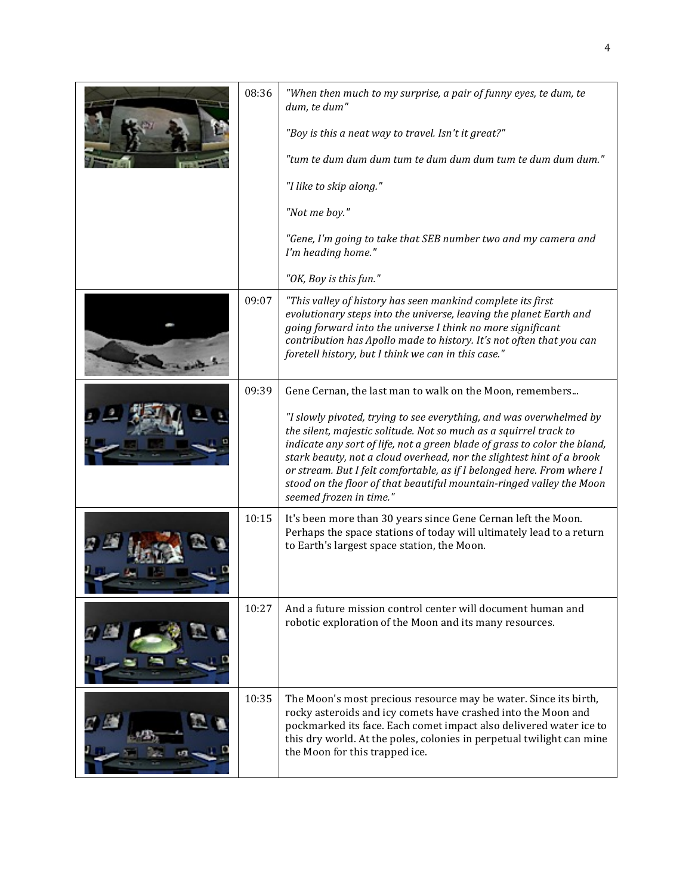| | | |
|---|---|---|
| | 08:36 | *"When then much to my surprise, a pair of funny eyes, te dum, te dum, te dum"*<br><br>*"Boy is this a neat way to travel. Isn't it great?"*<br><br>*"tum te dum dum dum tum te dum dum dum tum te dum dum dum."*<br><br>*"I like to skip along."*<br><br>*"Not me boy."*<br><br>*"Gene, I'm going to take that SEB number two and my camera and I'm heading home."*<br><br>*"OK, Boy is this fun."* |
| | 09:07 | *"This valley of history has seen mankind complete its first evolutionary steps into the universe, leaving the planet Earth and going forward into the universe I think no more significant contribution has Apollo made to history. It's not often that you can foretell history, but I think we can in this case."* |
| | 09:39 | Gene Cernan, the last man to walk on the Moon, remembers...<br><br>*"I slowly pivoted, trying to see everything, and was overwhelmed by the silent, majestic solitude. Not so much as a squirrel track to indicate any sort of life, not a green blade of grass to color the bland, stark beauty, not a cloud overhead, nor the slightest hint of a brook or stream. But I felt comfortable, as if I belonged here. From where I stood on the floor of that beautiful mountain-ringed valley the Moon seemed frozen in time."* |
| | 10:15 | It's been more than 30 years since Gene Cernan left the Moon. Perhaps the space stations of today will ultimately lead to a return to Earth's largest space station, the Moon. |
| | 10:27 | And a future mission control center will document human and robotic exploration of the Moon and its many resources. |
| | 10:35 | The Moon's most precious resource may be water. Since its birth, rocky asteroids and icy comets have crashed into the Moon and pockmarked its face. Each comet impact also delivered water ice to this dry world. At the poles, colonies in perpetual twilight can mine the Moon for this trapped ice. |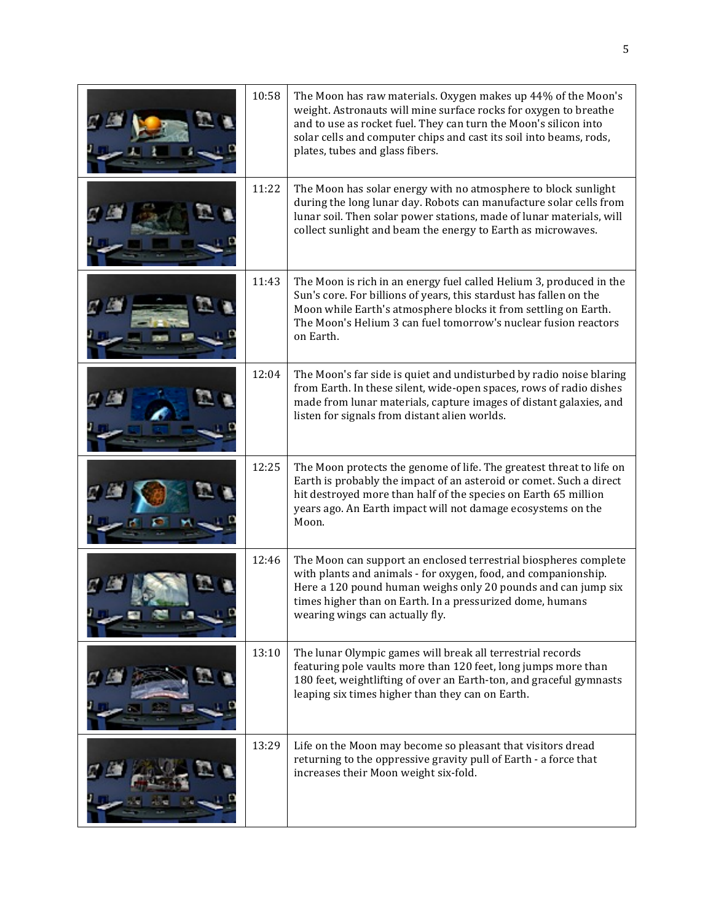| | | |
|---|---|---|
| | 10:58 | The Moon has raw materials. Oxygen makes up 44% of the Moon's weight. Astronauts will mine surface rocks for oxygen to breathe and to use as rocket fuel. They can turn the Moon's silicon into solar cells and computer chips and cast its soil into beams, rods, plates, tubes and glass fibers. |
| | 11:22 | The Moon has solar energy with no atmosphere to block sunlight during the long lunar day. Robots can manufacture solar cells from lunar soil. Then solar power stations, made of lunar materials, will collect sunlight and beam the energy to Earth as microwaves. |
| | 11:43 | The Moon is rich in an energy fuel called Helium 3, produced in the Sun's core. For billions of years, this stardust has fallen on the Moon while Earth's atmosphere blocks it from settling on Earth. The Moon's Helium 3 can fuel tomorrow's nuclear fusion reactors on Earth. |
| | 12:04 | The Moon's far side is quiet and undisturbed by radio noise blaring from Earth. In these silent, wide-open spaces, rows of radio dishes made from lunar materials, capture images of distant galaxies, and listen for signals from distant alien worlds. |
| | 12:25 | The Moon protects the genome of life. The greatest threat to life on Earth is probably the impact of an asteroid or comet. Such a direct hit destroyed more than half of the species on Earth 65 million years ago. An Earth impact will not damage ecosystems on the Moon. |
| | 12:46 | The Moon can support an enclosed terrestrial biospheres complete with plants and animals - for oxygen, food, and companionship. Here a 120 pound human weighs only 20 pounds and can jump six times higher than on Earth. In a pressurized dome, humans wearing wings can actually fly. |
| | 13:10 | The lunar Olympic games will break all terrestrial records featuring pole vaults more than 120 feet, long jumps more than 180 feet, weightlifting of over an Earth-ton, and graceful gymnasts leaping six times higher than they can on Earth. |
| | 13:29 | Life on the Moon may become so pleasant that visitors dread returning to the oppressive gravity pull of Earth - a force that increases their Moon weight six-fold. |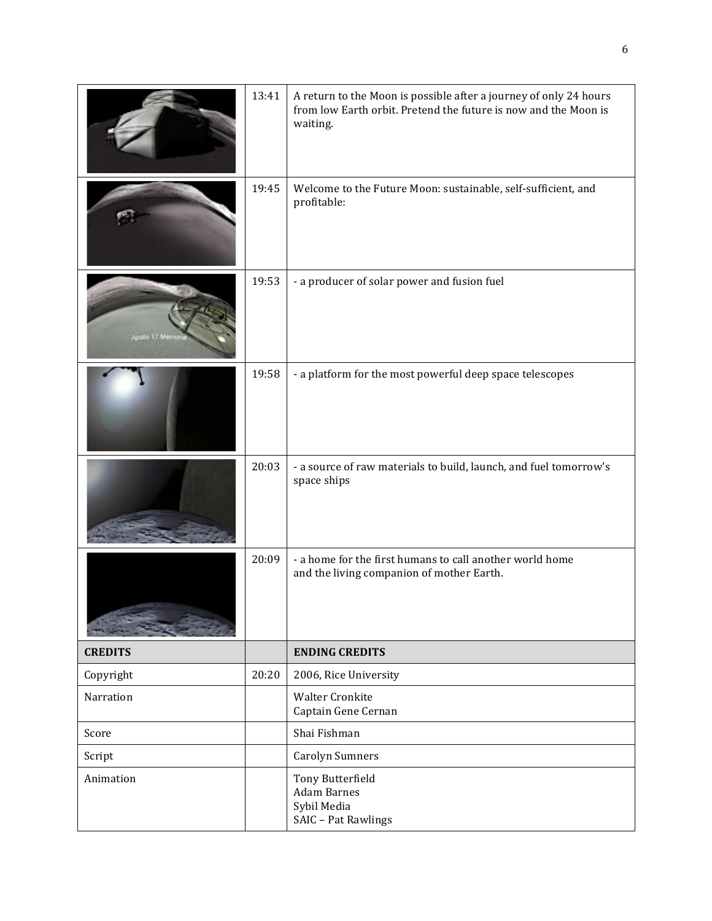| | | |
|---|---|---|
| | 13:41 | A return to the Moon is possible after a journey of only 24 hours from low Earth orbit. Pretend the future is now and the Moon is waiting. |
| | 19:45 | Welcome to the Future Moon: sustainable, self-sufficient, and profitable: |
| | 19:53 | - a producer of solar power and fusion fuel |
| | 19:58 | - a platform for the most powerful deep space telescopes |
| | 20:03 | - a source of raw materials to build, launch, and fuel tomorrow's space ships |
| | 20:09 | - a home for the first humans to call another world home and the living companion of mother Earth. |
| **CREDITS** | | **ENDING CREDITS** |
| Copyright | 20:20 | 2006, Rice University |
| Narration | | Walter Cronkite<br>Captain Gene Cernan |
| Score | | Shai Fishman |
| Script | | Carolyn Sumners |
| Animation | | Tony Butterfield<br>Adam Barnes<br>Sybil Media<br>SAIC – Pat Rawlings |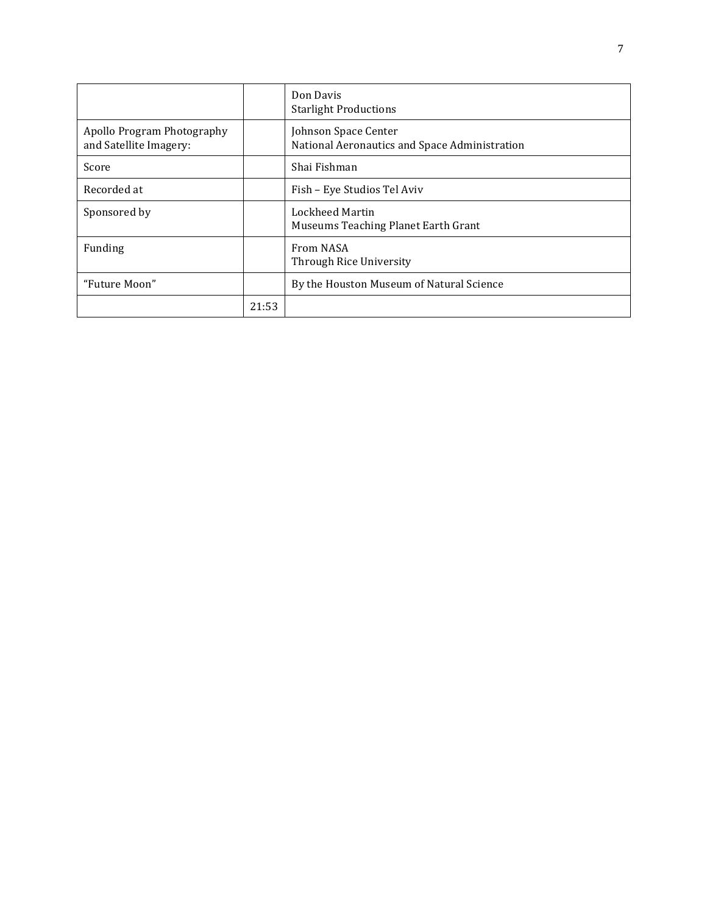| | | |
|---|---|---|
| | | Don Davis<br>Starlight Productions |
| Apollo Program Photography and Satellite Imagery: | | Johnson Space Center<br>National Aeronautics and Space Administration |
| Score | | Shai Fishman |
| Recorded at | | Fish – Eye Studios Tel Aviv |
| Sponsored by | | Lockheed Martin<br>Museums Teaching Planet Earth Grant |
| Funding | | From NASA<br>Through Rice University |
| "Future Moon" | | By the Houston Museum of Natural Science |
| | 21:53 | |